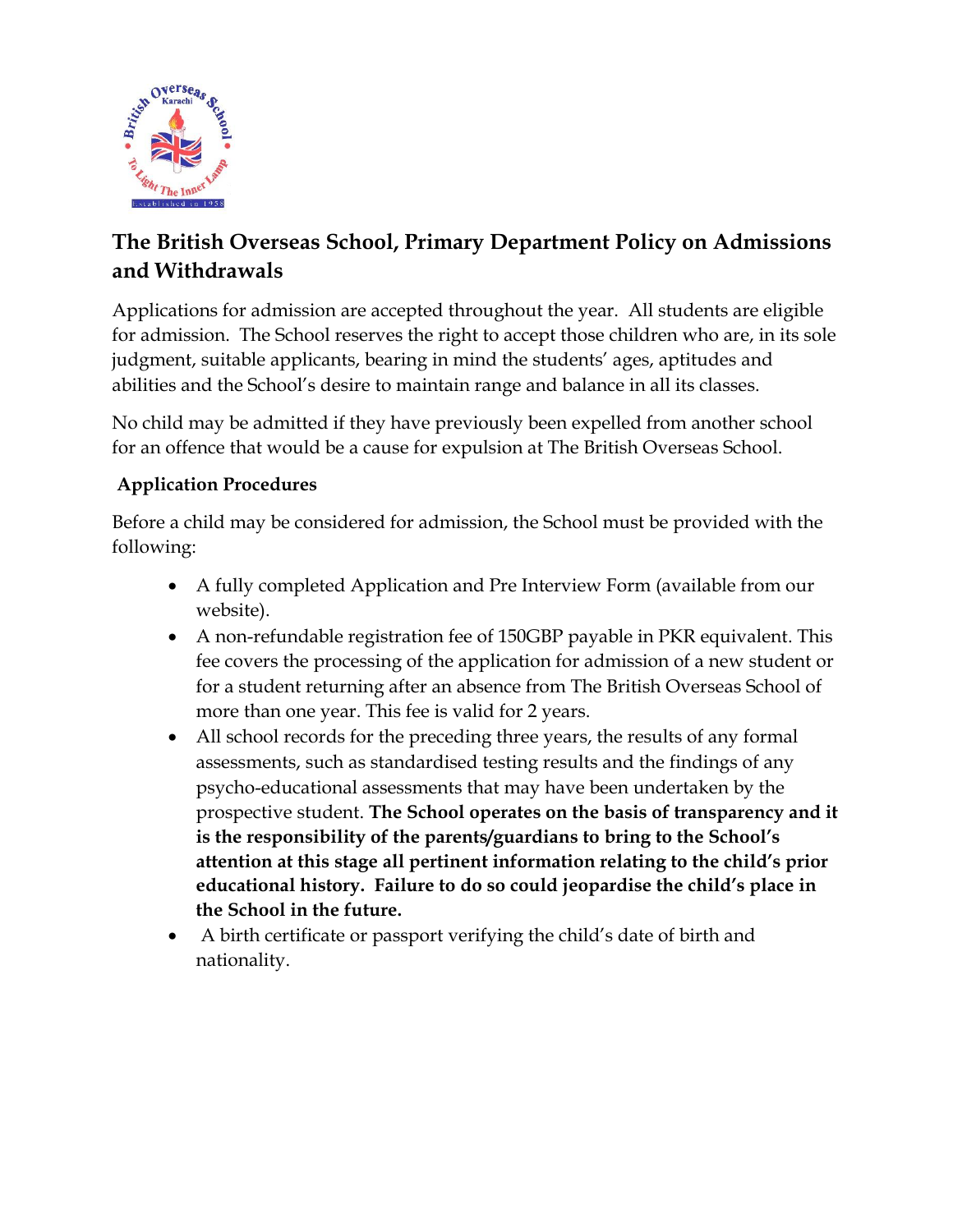# The British Overseas School, Primary Department Policy on Admissions and Withdrawals

Applications for admission are accepted throughout the year. All students are eligible for admission. The School reserves the right to accept those children who are, in its sole judgment, suitable applicants, bearing in mind the students' ages, aptitudes and abilities and the School's desire to maintain range and balance in all its classes.

No child may be admitted if they have previously been expelled from another school for an offence that would be a cause for expulsion at The British Overseas School.

## Application Procedures

Before a child may be considered for admission, the School must be provided with the following:

- A fully completed Application and Pre Interview Form (available from our website).
- A non-refundable registration fee of 150GBP payable in PKR equivalent. This fee covers the processing of the application for admission of a new student or for a student returning after an absence from The British Overseas School of more than one year. This fee is valid for 2 years.
- All school records for the preceding three years, the results of any formal assessments, such as standardised testing results and the findings of any psycho-educational assessments that may have been undertaken by the prospective student. **The School operates on the basis of transparency and it is the responsibility of the parents/guardians to bring to the School's attention at this stage all pertinent information relating to the child's prior educational history. Failure to do so could jeopardise the child's place in the School in the future.**
- A birth certificate or passport verifying the child's date of birth and nationality.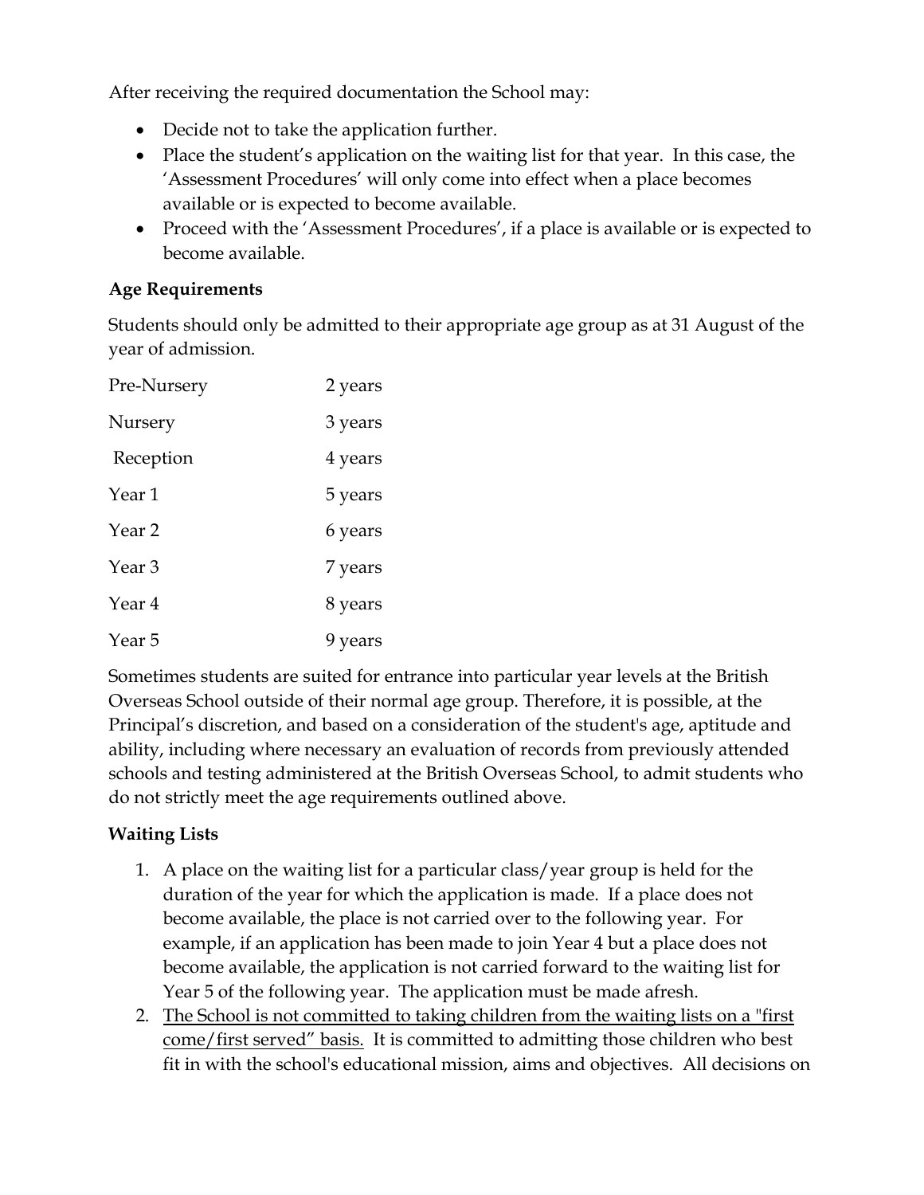After receiving the required documentation the School may:

- Decide not to take the application further.
- Place the student's application on the waiting list for that year. In this case, the 'Assessment Procedures' will only come into effect when a place becomes available or is expected to become available.
- Proceed with the 'Assessment Procedures', if a place is available or is expected to become available.

### Age Requirements

Students should only be admitted to their appropriate age group as at 31 August of the year of admission.

| | |
|---|---|
| Pre-Nursery | 2 years |
| Nursery | 3 years |
| Reception | 4 years |
| Year 1 | 5 years |
| Year 2 | 6 years |
| Year 3 | 7 years |
| Year 4 | 8 years |
| Year 5 | 9 years |

Sometimes students are suited for entrance into particular year levels at the British Overseas School outside of their normal age group. Therefore, it is possible, at the Principal's discretion, and based on a consideration of the student's age, aptitude and ability, including where necessary an evaluation of records from previously attended schools and testing administered at the British Overseas School, to admit students who do not strictly meet the age requirements outlined above.

### Waiting Lists

1. A place on the waiting list for a particular class/year group is held for the duration of the year for which the application is made. If a place does not become available, the place is not carried over to the following year. For example, if an application has been made to join Year 4 but a place does not become available, the application is not carried forward to the waiting list for Year 5 of the following year. The application must be made afresh.
2. <u>The School is not committed to taking children from the waiting lists on a "first come/first served" basis.</u> It is committed to admitting those children who best fit in with the school's educational mission, aims and objectives. All decisions on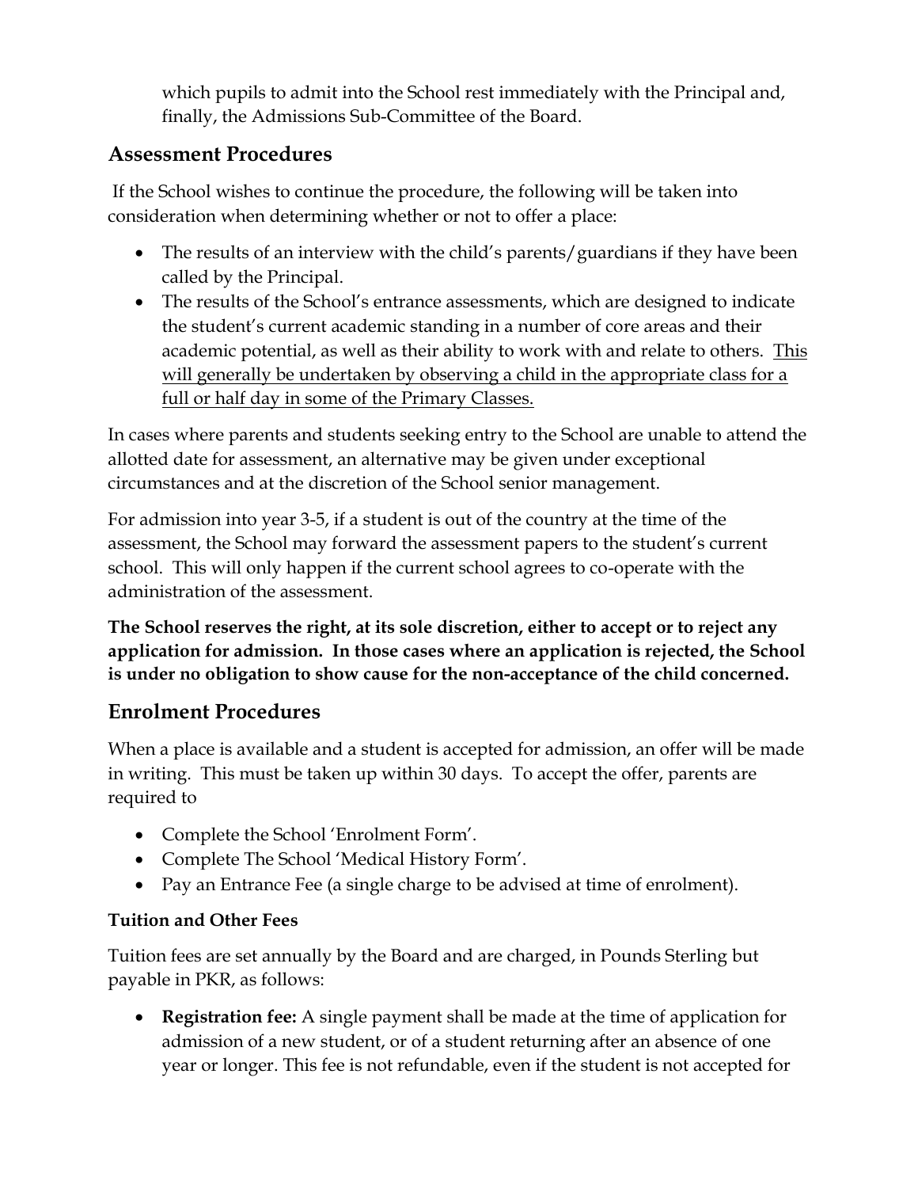which pupils to admit into the School rest immediately with the Principal and, finally, the Admissions Sub-Committee of the Board.

## Assessment Procedures

If the School wishes to continue the procedure, the following will be taken into consideration when determining whether or not to offer a place:

- The results of an interview with the child's parents/guardians if they have been called by the Principal.
- The results of the School's entrance assessments, which are designed to indicate the student's current academic standing in a number of core areas and their academic potential, as well as their ability to work with and relate to others. <u>This will generally be undertaken by observing a child in the appropriate class for a full or half day in some of the Primary Classes.</u>

In cases where parents and students seeking entry to the School are unable to attend the allotted date for assessment, an alternative may be given under exceptional circumstances and at the discretion of the School senior management.

For admission into year 3-5, if a student is out of the country at the time of the assessment, the School may forward the assessment papers to the student's current school. This will only happen if the current school agrees to co-operate with the administration of the assessment.

**The School reserves the right, at its sole discretion, either to accept or to reject any application for admission. In those cases where an application is rejected, the School is under no obligation to show cause for the non-acceptance of the child concerned.**

## Enrolment Procedures

When a place is available and a student is accepted for admission, an offer will be made in writing. This must be taken up within 30 days. To accept the offer, parents are required to

- Complete the School 'Enrolment Form'.
- Complete The School 'Medical History Form'.
- Pay an Entrance Fee (a single charge to be advised at time of enrolment).

### Tuition and Other Fees

Tuition fees are set annually by the Board and are charged, in Pounds Sterling but payable in PKR, as follows:

- **Registration fee:** A single payment shall be made at the time of application for admission of a new student, or of a student returning after an absence of one year or longer. This fee is not refundable, even if the student is not accepted for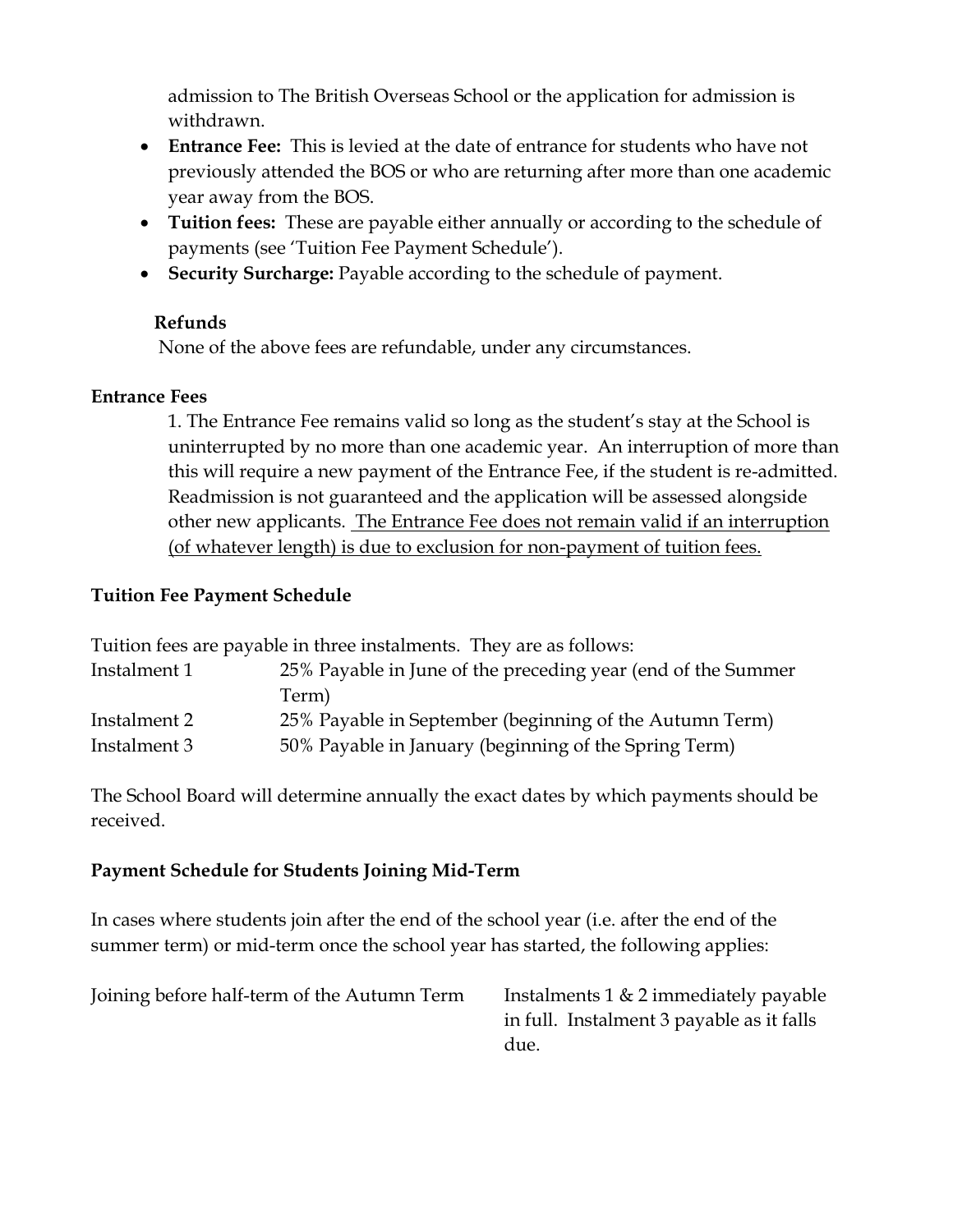admission to The British Overseas School or the application for admission is withdrawn.

- **Entrance Fee:** This is levied at the date of entrance for students who have not previously attended the BOS or who are returning after more than one academic year away from the BOS.
- **Tuition fees:** These are payable either annually or according to the schedule of payments (see 'Tuition Fee Payment Schedule').
- **Security Surcharge:** Payable according to the schedule of payment.

**Refunds**

None of the above fees are refundable, under any circumstances.

**Entrance Fees**

1. The Entrance Fee remains valid so long as the student's stay at the School is uninterrupted by no more than one academic year. An interruption of more than this will require a new payment of the Entrance Fee, if the student is re-admitted. Readmission is not guaranteed and the application will be assessed alongside other new applicants. <u>The Entrance Fee does not remain valid if an interruption (of whatever length) is due to exclusion for non-payment of tuition fees.</u>

**Tuition Fee Payment Schedule**

Tuition fees are payable in three instalments. They are as follows:

| | |
|---|---|
| Instalment 1 | 25% Payable in June of the preceding year (end of the Summer Term) |
| Instalment 2 | 25% Payable in September (beginning of the Autumn Term) |
| Instalment 3 | 50% Payable in January (beginning of the Spring Term) |

The School Board will determine annually the exact dates by which payments should be received.

**Payment Schedule for Students Joining Mid-Term**

In cases where students join after the end of the school year (i.e. after the end of the summer term) or mid-term once the school year has started, the following applies:

| | |
|---|---|
| Joining before half-term of the Autumn Term | Instalments 1 & 2 immediately payable in full. Instalment 3 payable as it falls due. |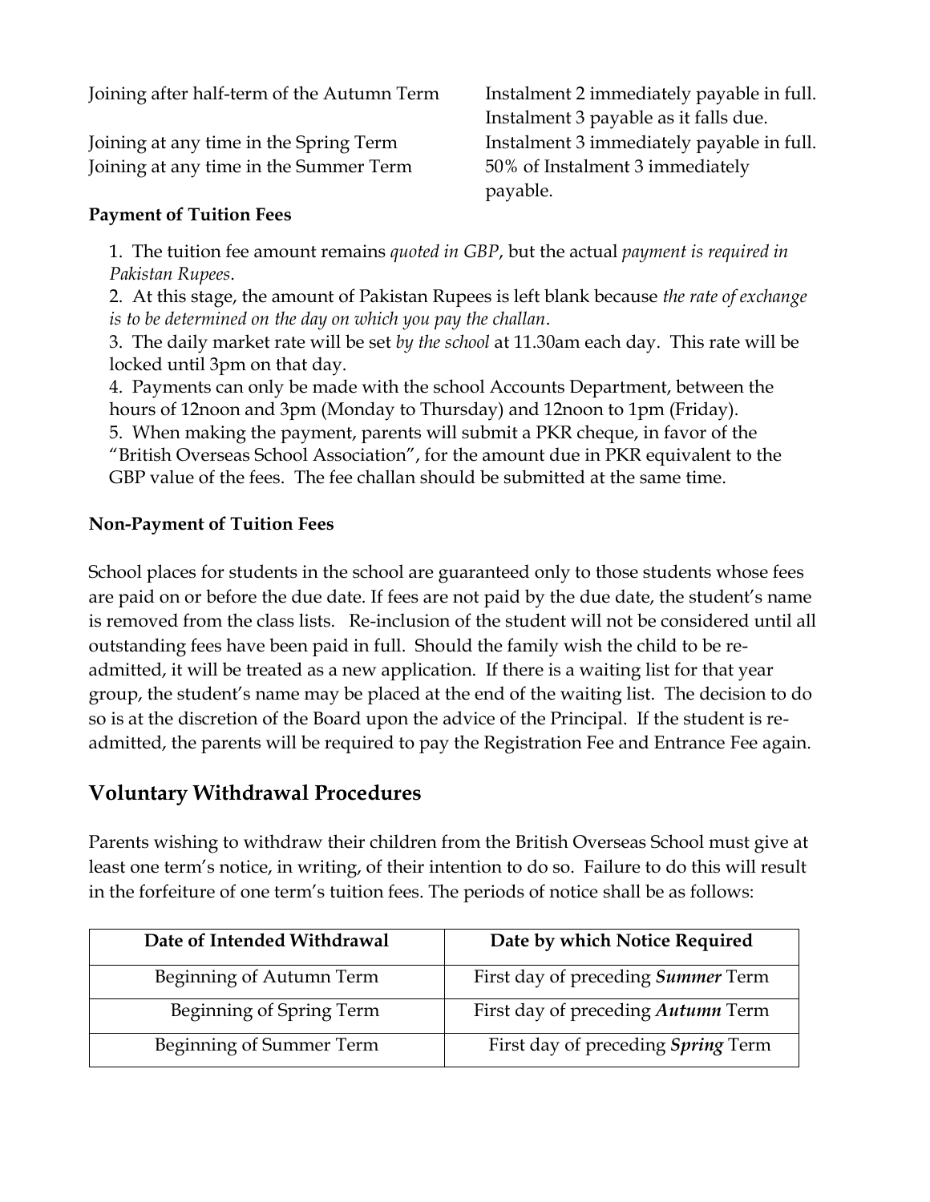| | |
|---|---|
| Joining after half-term of the Autumn Term | Instalment 2 immediately payable in full. Instalment 3 payable as it falls due. |
| Joining at any time in the Spring Term | Instalment 3 immediately payable in full. |
| Joining at any time in the Summer Term | 50% of Instalment 3 immediately payable. |

**Payment of Tuition Fees**

1. The tuition fee amount remains *quoted in GBP*, but the actual *payment is required in Pakistan Rupees*.
2. At this stage, the amount of Pakistan Rupees is left blank because *the rate of exchange is to be determined on the day on which you pay the challan*.
3. The daily market rate will be set *by the school* at 11.30am each day. This rate will be locked until 3pm on that day.
4. Payments can only be made with the school Accounts Department, between the hours of 12noon and 3pm (Monday to Thursday) and 12noon to 1pm (Friday).
5. When making the payment, parents will submit a PKR cheque, in favor of the "British Overseas School Association", for the amount due in PKR equivalent to the GBP value of the fees. The fee challan should be submitted at the same time.

**Non-Payment of Tuition Fees**

School places for students in the school are guaranteed only to those students whose fees are paid on or before the due date. If fees are not paid by the due date, the student's name is removed from the class lists. Re-inclusion of the student will not be considered until all outstanding fees have been paid in full. Should the family wish the child to be re-admitted, it will be treated as a new application. If there is a waiting list for that year group, the student's name may be placed at the end of the waiting list. The decision to do so is at the discretion of the Board upon the advice of the Principal. If the student is re-admitted, the parents will be required to pay the Registration Fee and Entrance Fee again.

## Voluntary Withdrawal Procedures

Parents wishing to withdraw their children from the British Overseas School must give at least one term's notice, in writing, of their intention to do so. Failure to do this will result in the forfeiture of one term's tuition fees. The periods of notice shall be as follows:

| Date of Intended Withdrawal | Date by which Notice Required |
|---|---|
| Beginning of Autumn Term | First day of preceding ***Summer*** Term |
| Beginning of Spring Term | First day of preceding ***Autumn*** Term |
| Beginning of Summer Term | First day of preceding ***Spring*** Term |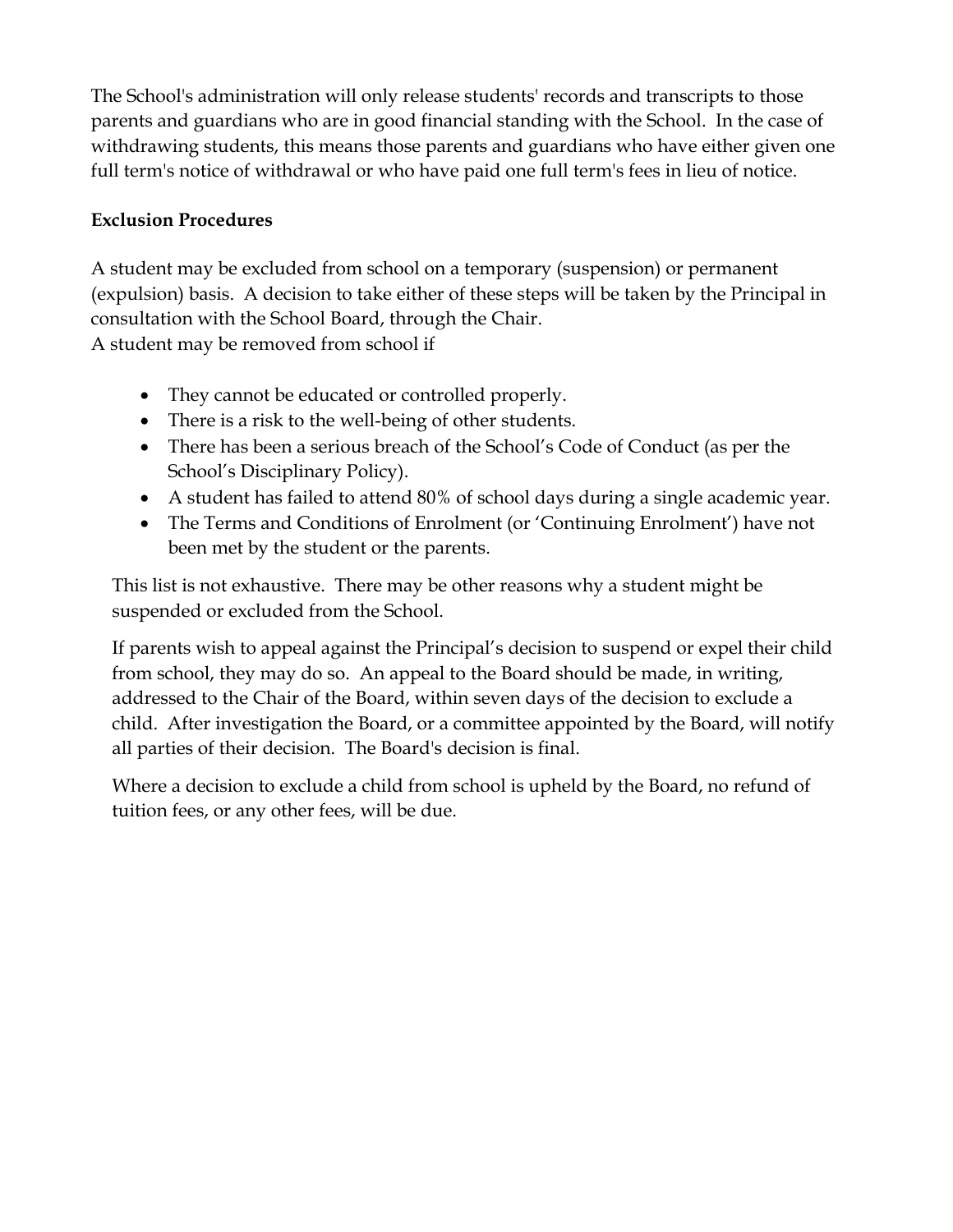The School's administration will only release students' records and transcripts to those parents and guardians who are in good financial standing with the School. In the case of withdrawing students, this means those parents and guardians who have either given one full term's notice of withdrawal or who have paid one full term's fees in lieu of notice.

**Exclusion Procedures**

A student may be excluded from school on a temporary (suspension) or permanent (expulsion) basis. A decision to take either of these steps will be taken by the Principal in consultation with the School Board, through the Chair.
A student may be removed from school if

- They cannot be educated or controlled properly.
- There is a risk to the well-being of other students.
- There has been a serious breach of the School's Code of Conduct (as per the School's Disciplinary Policy).
- A student has failed to attend 80% of school days during a single academic year.
- The Terms and Conditions of Enrolment (or 'Continuing Enrolment') have not been met by the student or the parents.

This list is not exhaustive. There may be other reasons why a student might be suspended or excluded from the School.

If parents wish to appeal against the Principal's decision to suspend or expel their child from school, they may do so. An appeal to the Board should be made, in writing, addressed to the Chair of the Board, within seven days of the decision to exclude a child. After investigation the Board, or a committee appointed by the Board, will notify all parties of their decision. The Board's decision is final.

Where a decision to exclude a child from school is upheld by the Board, no refund of tuition fees, or any other fees, will be due.